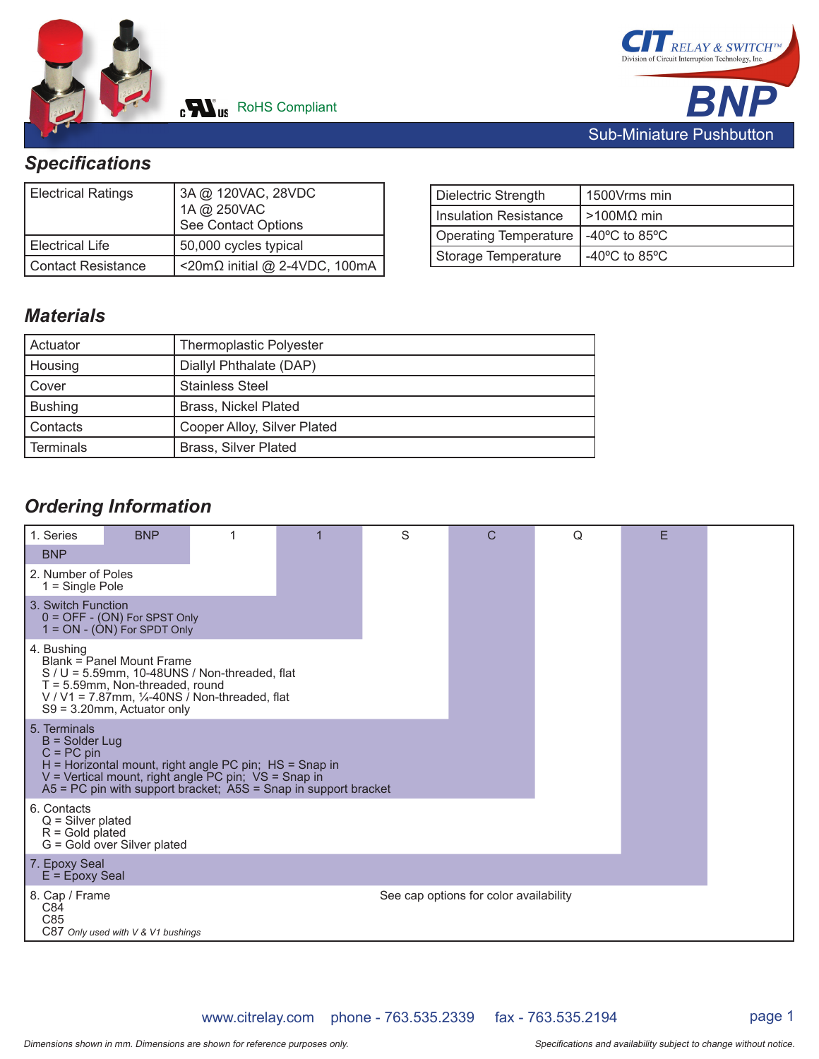# BNP

RoHS Compliant

CIT RELAY & SWITCH™
Division of Circuit Interruption Technology, Inc.

## Sub-Miniature Pushbutton

## Specifications

| Electrical Ratings | 3A @ 120VAC, 28VDC<br>1A @ 250VAC<br>See Contact Options |
|---|---|
| Electrical Life | 50,000 cycles typical |
| Contact Resistance | <20mΩ initial @ 2-4VDC, 100mA |

| Dielectric Strength | 1500Vrms min |
|---|---|
| Insulation Resistance | >100MΩ min |
| Operating Temperature | -40ºC to 85ºC |
| Storage Temperature | -40ºC to 85ºC |

## Materials

| Actuator | Thermoplastic Polyester |
|---|---|
| Housing | Diallyl Phthalate (DAP) |
| Cover | Stainless Steel |
| Bushing | Brass, Nickel Plated |
| Contacts | Cooper Alloy, Silver Plated |
| Terminals | Brass, Silver Plated |

## Ordering Information

| 1. Series | BNP | 1 | 1 | S | C | Q | E |
|---|---|---|---|---|---|---|---|

1. Series
   - BNP
2. Number of Poles
   - 1 = Single Pole
3. Switch Function
   - 0 = OFF - (ON) For SPST Only
   - 1 = ON - (ON) For SPDT Only
4. Bushing
   - Blank = Panel Mount Frame
   - S / U = 5.59mm, 10-48UNS / Non-threaded, flat
   - T = 5.59mm, Non-threaded, round
   - V / V1 = 7.87mm, ¼-40NS / Non-threaded, flat
   - S9 = 3.20mm, Actuator only
5. Terminals
   - B = Solder Lug
   - C = PC pin
   - H = Horizontal mount, right angle PC pin; HS = Snap in
   - V = Vertical mount, right angle PC pin; VS = Snap in
   - A5 = PC pin with support bracket; A5S = Snap in support bracket
6. Contacts
   - Q = Silver plated
   - R = Gold plated
   - G = Gold over Silver plated
7. Epoxy Seal
   - E = Epoxy Seal
8. Cap / Frame
   - C84
   - C85
   - C87 *Only used with V & V1 bushings*

See cap options for color availability

www.citrelay.com phone - 763.535.2339 fax - 763.535.2194

*Dimensions shown in mm. Dimensions are shown for reference purposes only.*

*Specifications and availability subject to change without notice.*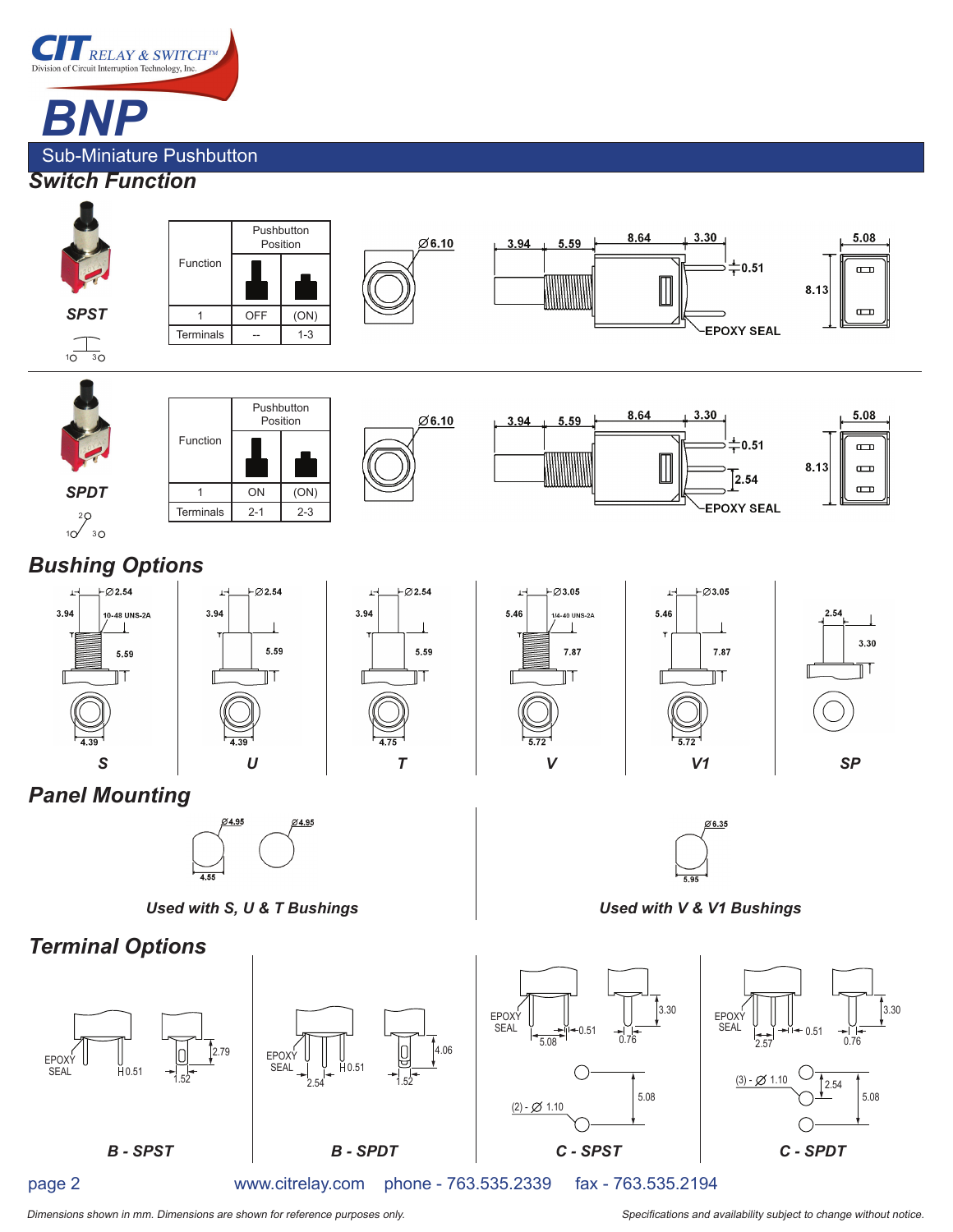# BNP

## Sub-Miniature Pushbutton

## Switch Function

**SPST**

| Function | Pushbutton Position | |
|---|---|---|
| 1 | OFF | (ON) |
| Terminals | -- | 1-3 |

**SPDT**

| Function | Pushbutton Position | |
|---|---|---|
| 1 | ON | (ON) |
| Terminals | 2-1 | 2-3 |

## Bushing Options

**S** — Ø2.54, 3.94, 10-48 UNS-2A, 5.59, 4.39

**U** — Ø2.54, 3.94, 5.59, 4.39

**T** — Ø2.54, 3.94, 5.59, 4.75

**V** — Ø3.05, 5.46, 1/4-40 UNS-2A, 7.87, 5.72

**V1** — Ø3.05, 5.46, 7.87, 5.72

**SP** — 2.54, 3.30

## Panel Mounting

*Used with S, U & T Bushings* — Ø4.95, 4.55; Ø4.95

*Used with V & V1 Bushings* — Ø6.35, 5.95

## Terminal Options

**B - SPST** — EPOXY SEAL, 0.51, 2.79, 1.52

**B - SPDT** — EPOXY SEAL, 2.54, 0.51, 4.06, 1.52

**C - SPST** — EPOXY SEAL, 5.08, 0.51, 3.30, 0.76, (2) - Ø 1.10, 5.08

**C - SPDT** — EPOXY SEAL, 2.57, 0.51, 3.30, 0.76, (3) - Ø 1.10, 2.54, 5.08

www.citrelay.com phone - 763.535.2339 fax - 763.535.2194

*Dimensions shown in mm. Dimensions are shown for reference purposes only.*

*Specifications and availability subject to change without notice.*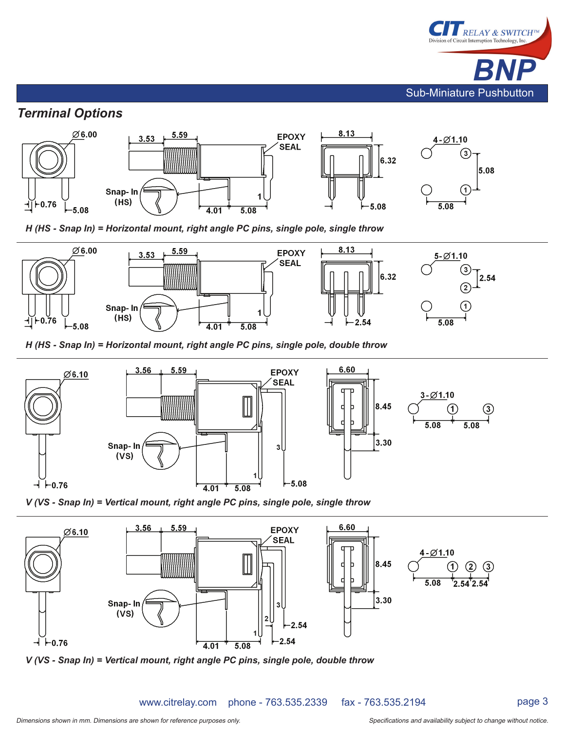## Terminal Options

*H (HS - Snap In) = Horizontal mount, right angle PC pins, single pole, single throw*

*H (HS - Snap In) = Horizontal mount, right angle PC pins, single pole, double throw*

*V (VS - Snap In) = Vertical mount, right angle PC pins, single pole, single throw*

*V (VS - Snap In) = Vertical mount, right angle PC pins, single pole, double throw*

*Dimensions shown in mm. Dimensions are shown for reference purposes only.*

*Specifications and availability subject to change without notice.*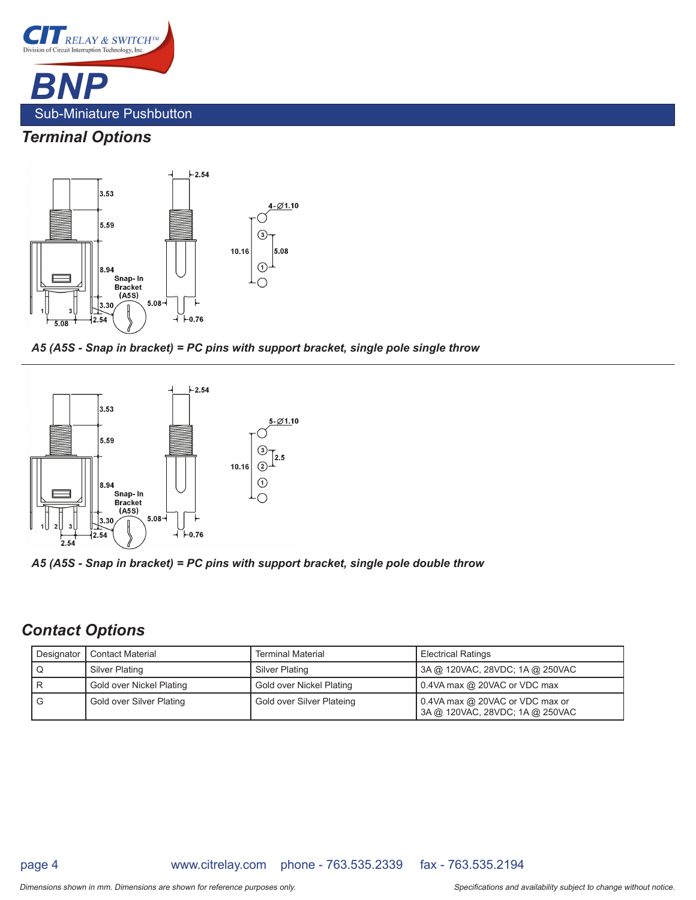# BNP

Sub-Miniature Pushbutton

## Terminal Options

*A5 (A5S - Snap in bracket) = PC pins with support bracket, single pole single throw*

*A5 (A5S - Snap in bracket) = PC pins with support bracket, single pole double throw*

## Contact Options

| Designator | Contact Material | Terminal Material | Electrical Ratings |
|---|---|---|---|
| Q | Silver Plating | Silver Plating | 3A @ 120VAC, 28VDC; 1A @ 250VAC |
| R | Gold over Nickel Plating | Gold over Nickel Plating | 0.4VA max @ 20VAC or VDC max |
| G | Gold over Silver Plating | Gold over Silver Plateing | 0.4VA max @ 20VAC or VDC max or 3A @ 120VAC, 28VDC; 1A @ 250VAC |

www.citrelay.com phone - 763.535.2339 fax - 763.535.2194

*Dimensions shown in mm. Dimensions are shown for reference purposes only.*

*Specifications and availability subject to change without notice.*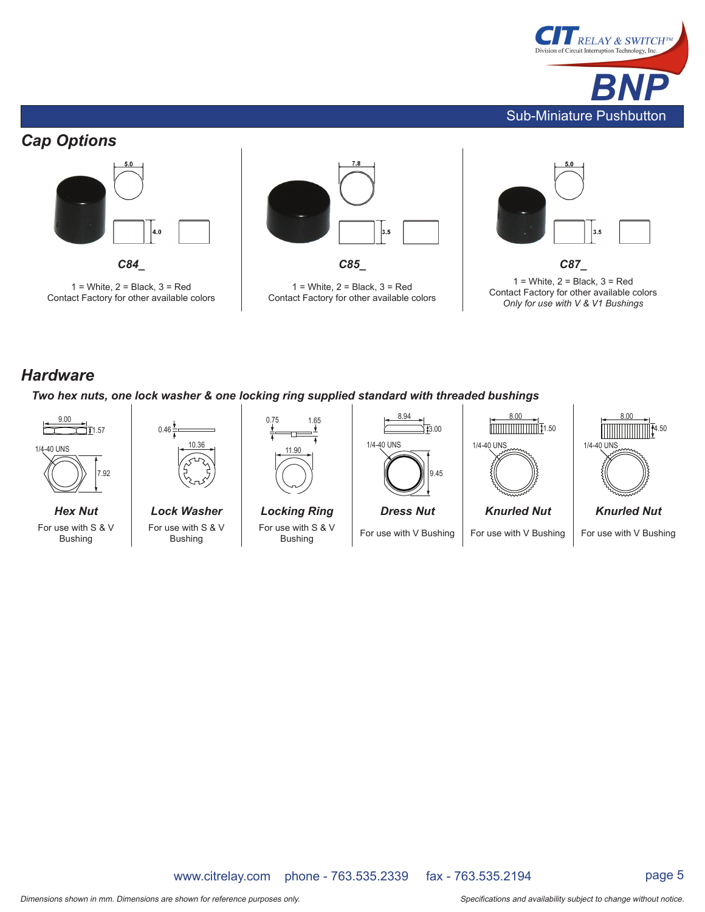# Cap Options

5.0

4.0

**C84_**

1 = White, 2 = Black, 3 = Red
Contact Factory for other available colors

7.8

3.5

**C85_**

1 = White, 2 = Black, 3 = Red
Contact Factory for other available colors

5.0

3.5

**C87_**

1 = White, 2 = Black, 3 = Red
Contact Factory for other available colors
*Only for use with V & V1 Bushings*

# Hardware

***Two hex nuts, one lock washer & one locking ring supplied standard with threaded bushings***

9.00
1.57
1/4-40 UNS
7.92

***Hex Nut***

For use with S & V Bushing

0.46
10.36

***Lock Washer***

For use with S & V Bushing

0.75
1.65
11.90

***Locking Ring***

For use with S & V Bushing

8.94
3.00
1/4-40 UNS
9.45

***Dress Nut***

For use with V Bushing

8.00
1.50
1/4-40 UNS

***Knurled Nut***

For use with V Bushing

8.00
4.50
1/4-40 UNS

***Knurled Nut***

For use with V Bushing

www.citrelay.com phone - 763.535.2339 fax - 763.535.2194

*Dimensions shown in mm. Dimensions are shown for reference purposes only.*

*Specifications and availability subject to change without notice.*